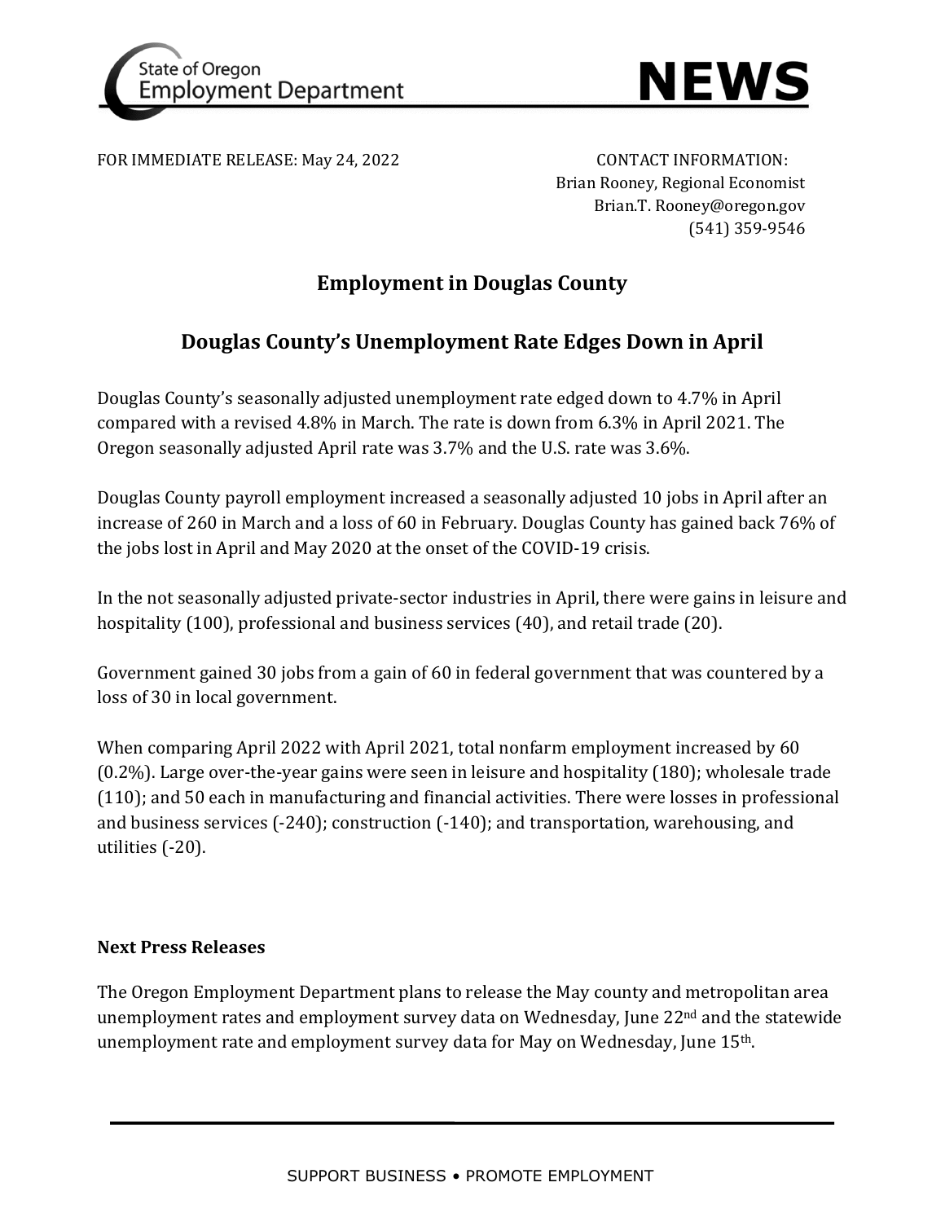State of Oregon
Employment Department

**NEWS**

FOR IMMEDIATE RELEASE: May 24, 2022

CONTACT INFORMATION:
Brian Rooney, Regional Economist
Brian.T. Rooney@oregon.gov
(541) 359-9546

## Employment in Douglas County

## Douglas County's Unemployment Rate Edges Down in April

Douglas County's seasonally adjusted unemployment rate edged down to 4.7% in April compared with a revised 4.8% in March. The rate is down from 6.3% in April 2021. The Oregon seasonally adjusted April rate was 3.7% and the U.S. rate was 3.6%.

Douglas County payroll employment increased a seasonally adjusted 10 jobs in April after an increase of 260 in March and a loss of 60 in February. Douglas County has gained back 76% of the jobs lost in April and May 2020 at the onset of the COVID-19 crisis.

In the not seasonally adjusted private-sector industries in April, there were gains in leisure and hospitality (100), professional and business services (40), and retail trade (20).

Government gained 30 jobs from a gain of 60 in federal government that was countered by a loss of 30 in local government.

When comparing April 2022 with April 2021, total nonfarm employment increased by 60 (0.2%). Large over-the-year gains were seen in leisure and hospitality (180); wholesale trade (110); and 50 each in manufacturing and financial activities. There were losses in professional and business services (-240); construction (-140); and transportation, warehousing, and utilities (-20).

### Next Press Releases

The Oregon Employment Department plans to release the May county and metropolitan area unemployment rates and employment survey data on Wednesday, June 22nd and the statewide unemployment rate and employment survey data for May on Wednesday, June 15th.

SUPPORT BUSINESS • PROMOTE EMPLOYMENT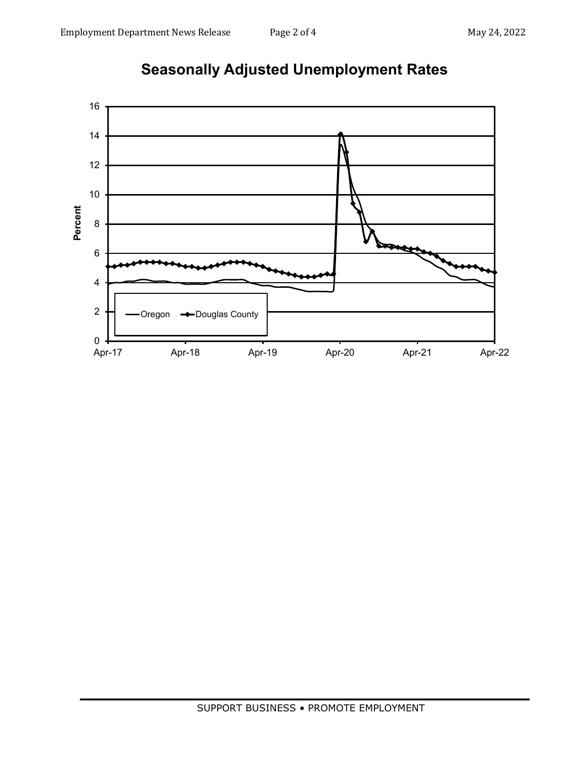## Seasonally Adjusted Unemployment Rates

Percent

16
14
12
10
8
6
4
2
0

Apr-17 Apr-18 Apr-19 Apr-20 Apr-21 Apr-22

Oregon
Douglas County

SUPPORT BUSINESS • PROMOTE EMPLOYMENT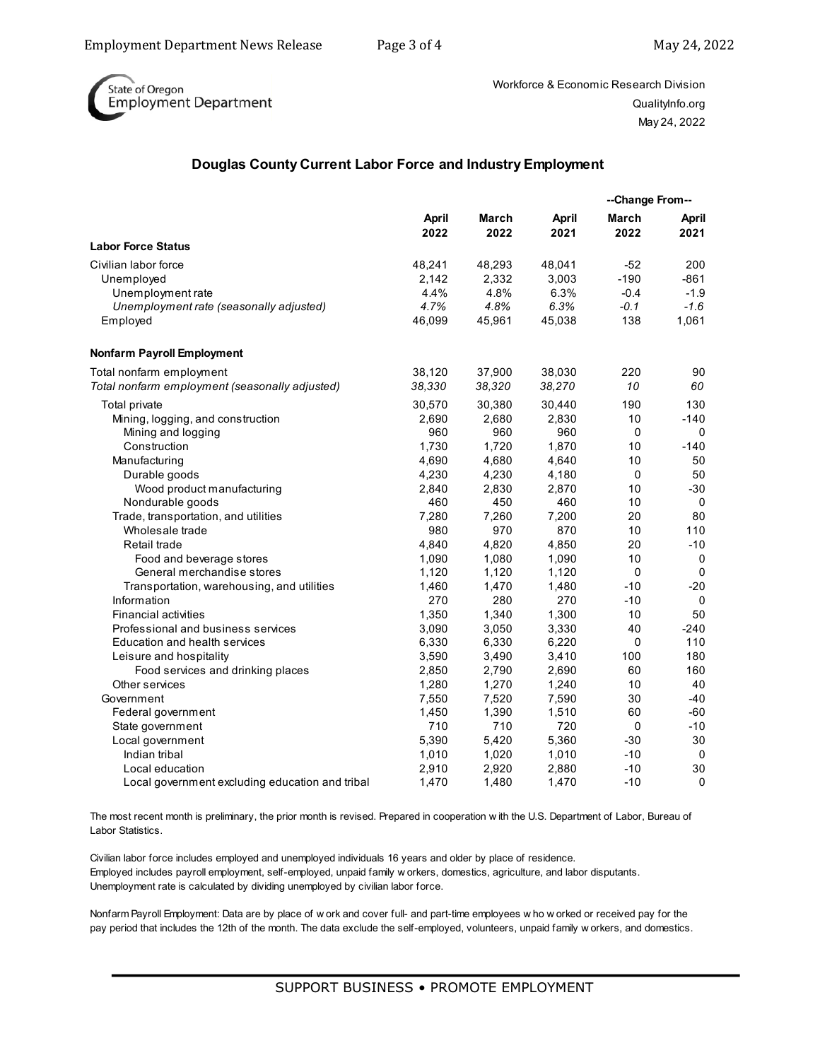State of Oregon Employment Department

Workforce & Economic Research Division
QualityInfo.org
May 24, 2022

## Douglas County Current Labor Force and Industry Employment

| | April 2022 | March 2022 | April 2021 | --Change From-- March 2022 | --Change From-- April 2021 |
|---|---|---|---|---|---|
| **Labor Force Status** | | | | | |
| Civilian labor force | 48,241 | 48,293 | 48,041 | -52 | 200 |
| Unemployed | 2,142 | 2,332 | 3,003 | -190 | -861 |
| Unemployment rate | 4.4% | 4.8% | 6.3% | -0.4 | -1.9 |
| *Unemployment rate (seasonally adjusted)* | *4.7%* | *4.8%* | *6.3%* | *-0.1* | *-1.6* |
| Employed | 46,099 | 45,961 | 45,038 | 138 | 1,061 |
| **Nonfarm Payroll Employment** | | | | | |
| Total nonfarm employment | 38,120 | 37,900 | 38,030 | 220 | 90 |
| *Total nonfarm employment (seasonally adjusted)* | *38,330* | *38,320* | *38,270* | *10* | *60* |
| Total private | 30,570 | 30,380 | 30,440 | 190 | 130 |
| Mining, logging, and construction | 2,690 | 2,680 | 2,830 | 10 | -140 |
| Mining and logging | 960 | 960 | 960 | 0 | 0 |
| Construction | 1,730 | 1,720 | 1,870 | 10 | -140 |
| Manufacturing | 4,690 | 4,680 | 4,640 | 10 | 50 |
| Durable goods | 4,230 | 4,230 | 4,180 | 0 | 50 |
| Wood product manufacturing | 2,840 | 2,830 | 2,870 | 10 | -30 |
| Nondurable goods | 460 | 450 | 460 | 10 | 0 |
| Trade, transportation, and utilities | 7,280 | 7,260 | 7,200 | 20 | 80 |
| Wholesale trade | 980 | 970 | 870 | 10 | 110 |
| Retail trade | 4,840 | 4,820 | 4,850 | 20 | -10 |
| Food and beverage stores | 1,090 | 1,080 | 1,090 | 10 | 0 |
| General merchandise stores | 1,120 | 1,120 | 1,120 | 0 | 0 |
| Transportation, warehousing, and utilities | 1,460 | 1,470 | 1,480 | -10 | -20 |
| Information | 270 | 280 | 270 | -10 | 0 |
| Financial activities | 1,350 | 1,340 | 1,300 | 10 | 50 |
| Professional and business services | 3,090 | 3,050 | 3,330 | 40 | -240 |
| Education and health services | 6,330 | 6,330 | 6,220 | 0 | 110 |
| Leisure and hospitality | 3,590 | 3,490 | 3,410 | 100 | 180 |
| Food services and drinking places | 2,850 | 2,790 | 2,690 | 60 | 160 |
| Other services | 1,280 | 1,270 | 1,240 | 10 | 40 |
| Government | 7,550 | 7,520 | 7,590 | 30 | -40 |
| Federal government | 1,450 | 1,390 | 1,510 | 60 | -60 |
| State government | 710 | 710 | 720 | 0 | -10 |
| Local government | 5,390 | 5,420 | 5,360 | -30 | 30 |
| Indian tribal | 1,010 | 1,020 | 1,010 | -10 | 0 |
| Local education | 2,910 | 2,920 | 2,880 | -10 | 30 |
| Local government excluding education and tribal | 1,470 | 1,480 | 1,470 | -10 | 0 |

The most recent month is preliminary, the prior month is revised. Prepared in cooperation with the U.S. Department of Labor, Bureau of Labor Statistics.

Civilian labor force includes employed and unemployed individuals 16 years and older by place of residence.
Employed includes payroll employment, self-employed, unpaid family workers, domestics, agriculture, and labor disputants.
Unemployment rate is calculated by dividing unemployed by civilian labor force.

Nonfarm Payroll Employment: Data are by place of work and cover full- and part-time employees who worked or received pay for the pay period that includes the 12th of the month. The data exclude the self-employed, volunteers, unpaid family workers, and domestics.

SUPPORT BUSINESS • PROMOTE EMPLOYMENT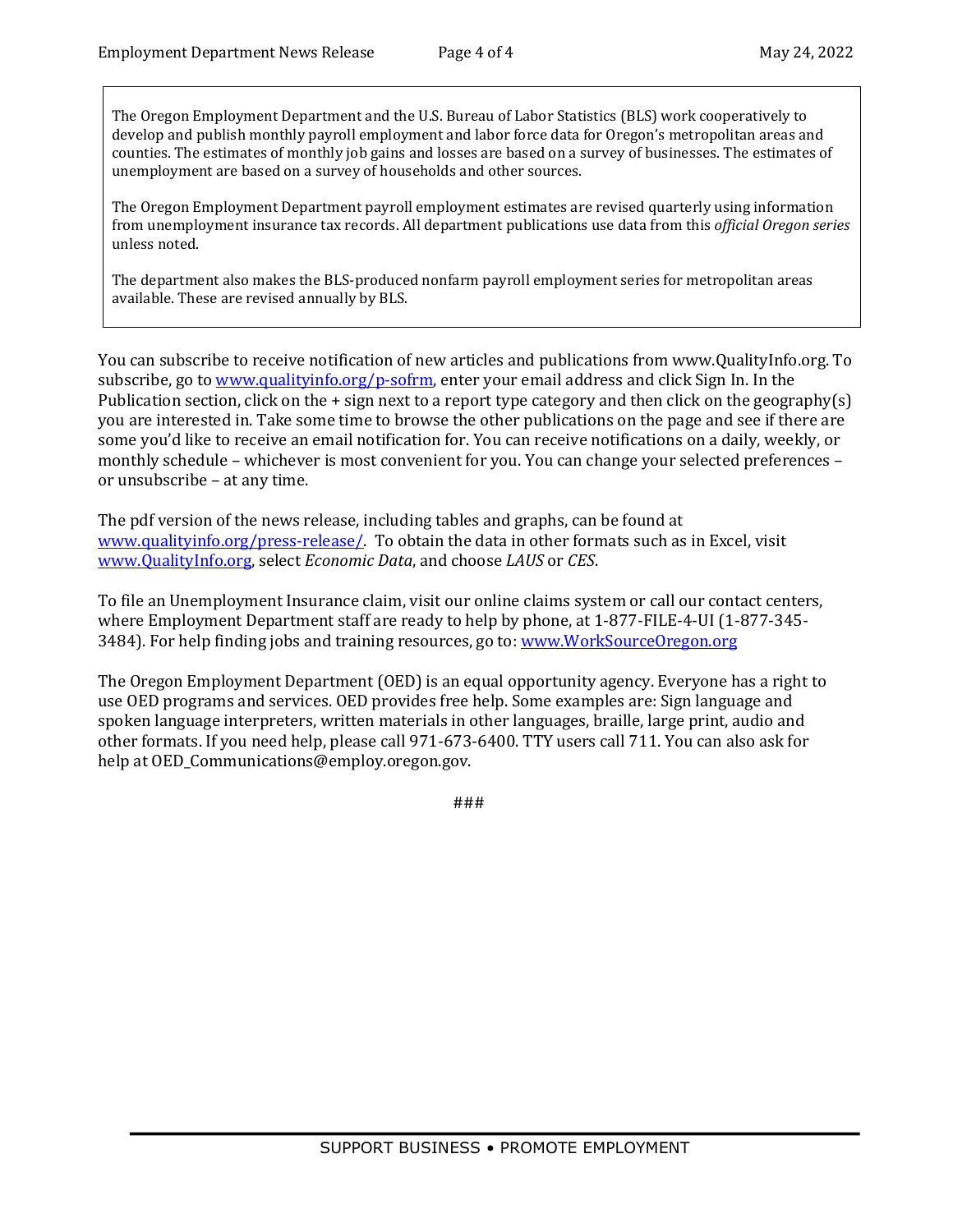The Oregon Employment Department and the U.S. Bureau of Labor Statistics (BLS) work cooperatively to develop and publish monthly payroll employment and labor force data for Oregon's metropolitan areas and counties. The estimates of monthly job gains and losses are based on a survey of businesses. The estimates of unemployment are based on a survey of households and other sources.

The Oregon Employment Department payroll employment estimates are revised quarterly using information from unemployment insurance tax records. All department publications use data from this *official Oregon series* unless noted.

The department also makes the BLS-produced nonfarm payroll employment series for metropolitan areas available. These are revised annually by BLS.

You can subscribe to receive notification of new articles and publications from www.QualityInfo.org. To subscribe, go to [www.qualityinfo.org/p-sofrm](www.qualityinfo.org/p-sofrm), enter your email address and click Sign In. In the Publication section, click on the + sign next to a report type category and then click on the geography(s) you are interested in. Take some time to browse the other publications on the page and see if there are some you'd like to receive an email notification for. You can receive notifications on a daily, weekly, or monthly schedule – whichever is most convenient for you. You can change your selected preferences – or unsubscribe – at any time.

The pdf version of the news release, including tables and graphs, can be found at [www.qualityinfo.org/press-release/](www.qualityinfo.org/press-release/). To obtain the data in other formats such as in Excel, visit [www.QualityInfo.org](www.QualityInfo.org), select *Economic Data*, and choose *LAUS* or *CES*.

To file an Unemployment Insurance claim, visit our online claims system or call our contact centers, where Employment Department staff are ready to help by phone, at 1-877-FILE-4-UI (1-877-345-3484). For help finding jobs and training resources, go to: [www.WorkSourceOregon.org](www.WorkSourceOregon.org)

The Oregon Employment Department (OED) is an equal opportunity agency. Everyone has a right to use OED programs and services. OED provides free help. Some examples are: Sign language and spoken language interpreters, written materials in other languages, braille, large print, audio and other formats. If you need help, please call 971-673-6400. TTY users call 711. You can also ask for help at OED_Communications@employ.oregon.gov.

###

SUPPORT BUSINESS • PROMOTE EMPLOYMENT